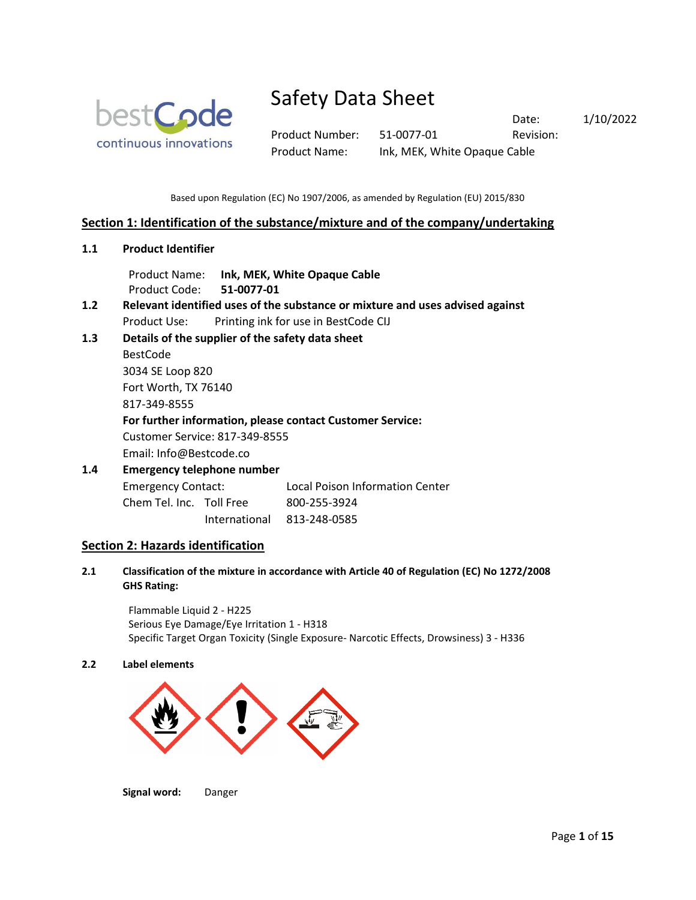# Safety Data Sheet

| | | | |
|---|---|---|---|
| | | Date: | 1/10/2022 |
| Product Number: | 51-0077-01 | Revision: | |
| Product Name: | Ink, MEK, White Opaque Cable | | |

Based upon Regulation (EC) No 1907/2006, as amended by Regulation (EU) 2015/830

## Section 1: Identification of the substance/mixture and of the company/undertaking

### 1.1 Product Identifier

Product Name: **Ink, MEK, White Opaque Cable**
Product Code: **51-0077-01**

### 1.2 Relevant identified uses of the substance or mixture and uses advised against

Product Use: Printing ink for use in BestCode CIJ

### 1.3 Details of the supplier of the safety data sheet

BestCode
3034 SE Loop 820
Fort Worth, TX 76140
817-349-8555

**For further information, please contact Customer Service:**
Customer Service: 817-349-8555
Email: Info@Bestcode.co

### 1.4 Emergency telephone number

| | | |
|---|---|---|
| Emergency Contact: | | Local Poison Information Center |
| Chem Tel. Inc. | Toll Free | 800-255-3924 |
| | International | 813-248-0585 |

## Section 2: Hazards identification

### 2.1 Classification of the mixture in accordance with Article 40 of Regulation (EC) No 1272/2008 GHS Rating:

Flammable Liquid 2 - H225
Serious Eye Damage/Eye Irritation 1 - H318
Specific Target Organ Toxicity (Single Exposure- Narcotic Effects, Drowsiness) 3 - H336

### 2.2 Label elements

**Signal word:** Danger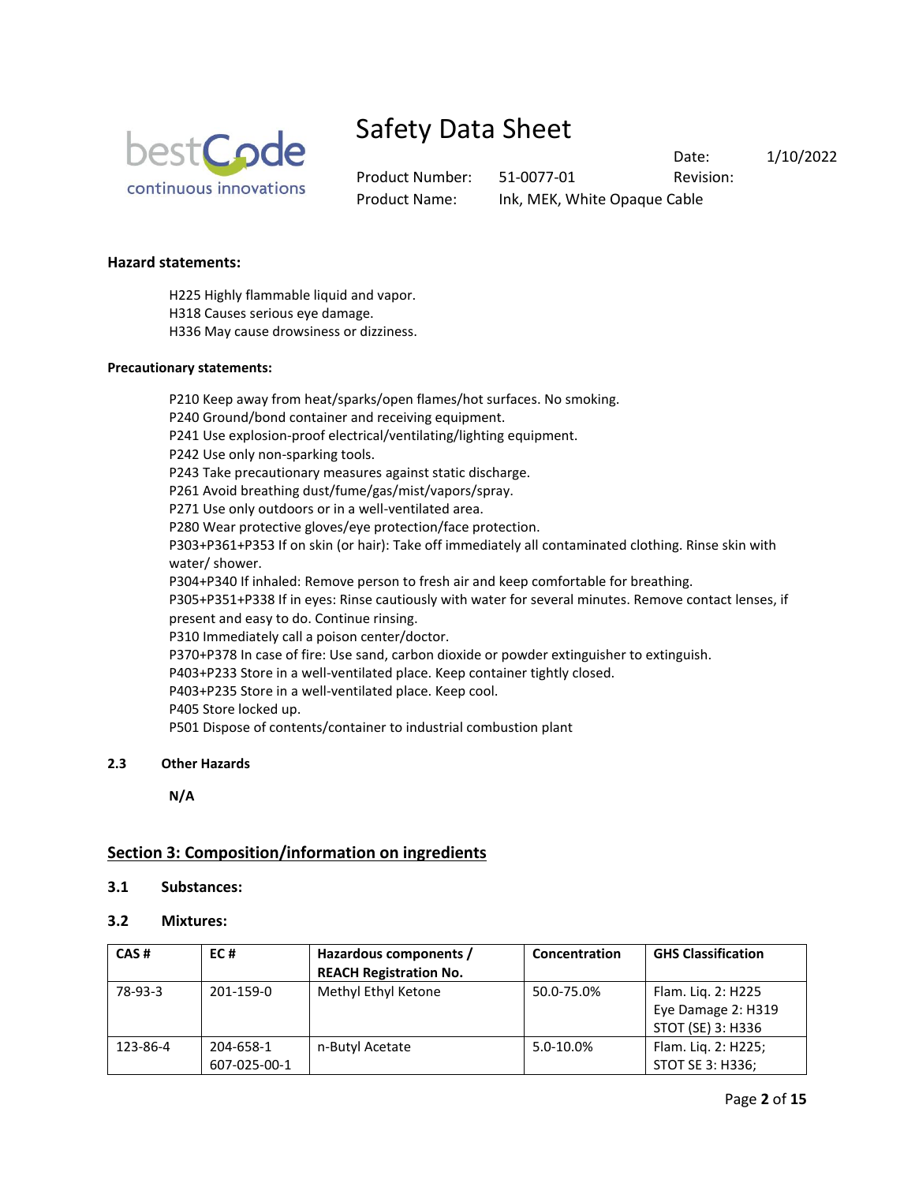**Hazard statements:**

H225 Highly flammable liquid and vapor.
H318 Causes serious eye damage.
H336 May cause drowsiness or dizziness.

**Precautionary statements:**

P210 Keep away from heat/sparks/open flames/hot surfaces. No smoking.
P240 Ground/bond container and receiving equipment.
P241 Use explosion-proof electrical/ventilating/lighting equipment.
P242 Use only non-sparking tools.
P243 Take precautionary measures against static discharge.
P261 Avoid breathing dust/fume/gas/mist/vapors/spray.
P271 Use only outdoors or in a well-ventilated area.
P280 Wear protective gloves/eye protection/face protection.
P303+P361+P353 If on skin (or hair): Take off immediately all contaminated clothing. Rinse skin with water/ shower.
P304+P340 If inhaled: Remove person to fresh air and keep comfortable for breathing.
P305+P351+P338 If in eyes: Rinse cautiously with water for several minutes. Remove contact lenses, if present and easy to do. Continue rinsing.
P310 Immediately call a poison center/doctor.
P370+P378 In case of fire: Use sand, carbon dioxide or powder extinguisher to extinguish.
P403+P233 Store in a well-ventilated place. Keep container tightly closed.
P403+P235 Store in a well-ventilated place. Keep cool.
P405 Store locked up.
P501 Dispose of contents/container to industrial combustion plant

### 2.3 Other Hazards

**N/A**

## Section 3: Composition/information on ingredients

### 3.1 Substances:

### 3.2 Mixtures:

| CAS # | EC # | Hazardous components / REACH Registration No. | Concentration | GHS Classification |
|---|---|---|---|---|
| 78-93-3 | 201-159-0 | Methyl Ethyl Ketone | 50.0-75.0% | Flam. Liq. 2: H225<br>Eye Damage 2: H319<br>STOT (SE) 3: H336 |
| 123-86-4 | 204-658-1<br>607-025-00-1 | n-Butyl Acetate | 5.0-10.0% | Flam. Liq. 2: H225;<br>STOT SE 3: H336; |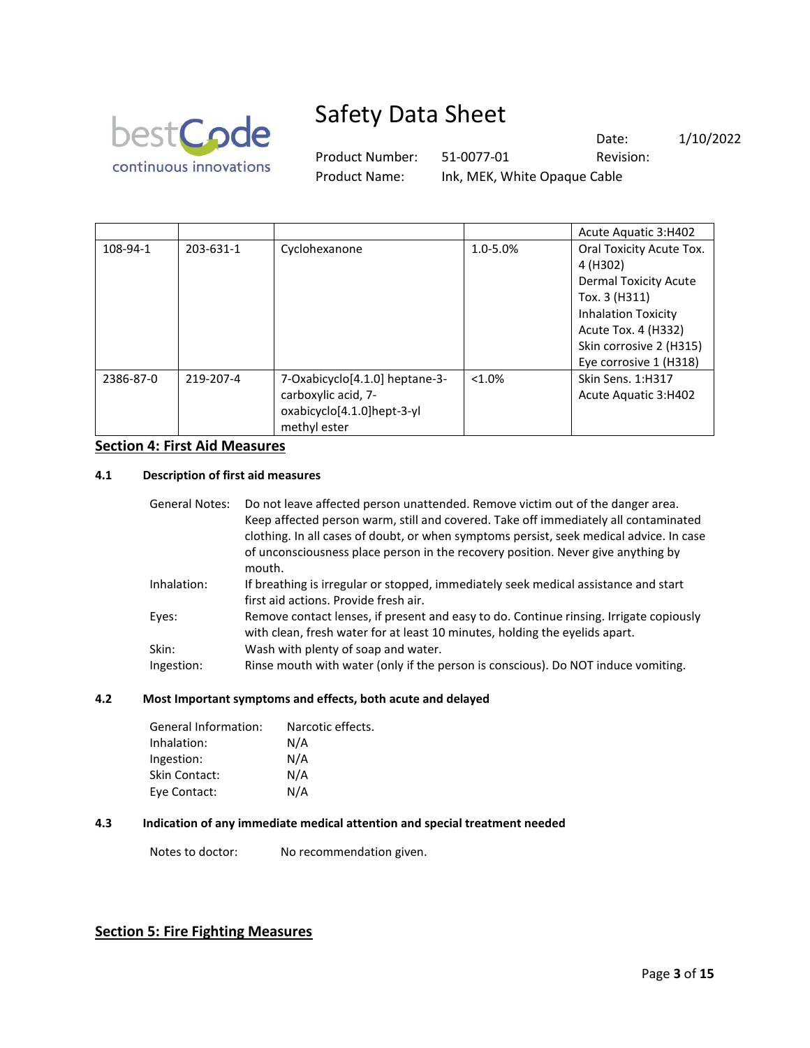| | | | | Acute Aquatic 3:H402 |
|---|---|---|---|---|
| 108-94-1 | 203-631-1 | Cyclohexanone | 1.0-5.0% | Oral Toxicity Acute Tox. 4 (H302)<br>Dermal Toxicity Acute Tox. 3 (H311)<br>Inhalation Toxicity Acute Tox. 4 (H332)<br>Skin corrosive 2 (H315)<br>Eye corrosive 1 (H318) |
| 2386-87-0 | 219-207-4 | 7-Oxabicyclo[4.1.0] heptane-3-carboxylic acid, 7-oxabicyclo[4.1.0]hept-3-yl methyl ester | <1.0% | Skin Sens. 1:H317<br>Acute Aquatic 3:H402 |

## Section 4: First Aid Measures

### 4.1 Description of first aid measures

General Notes: Do not leave affected person unattended. Remove victim out of the danger area. Keep affected person warm, still and covered. Take off immediately all contaminated clothing. In all cases of doubt, or when symptoms persist, seek medical advice. In case of unconsciousness place person in the recovery position. Never give anything by mouth.

Inhalation: If breathing is irregular or stopped, immediately seek medical assistance and start first aid actions. Provide fresh air.

Eyes: Remove contact lenses, if present and easy to do. Continue rinsing. Irrigate copiously with clean, fresh water for at least 10 minutes, holding the eyelids apart.

Skin: Wash with plenty of soap and water.

Ingestion: Rinse mouth with water (only if the person is conscious). Do NOT induce vomiting.

### 4.2 Most Important symptoms and effects, both acute and delayed

General Information: Narcotic effects.
Inhalation: N/A
Ingestion: N/A
Skin Contact: N/A
Eye Contact: N/A

### 4.3 Indication of any immediate medical attention and special treatment needed

Notes to doctor: No recommendation given.

## Section 5: Fire Fighting Measures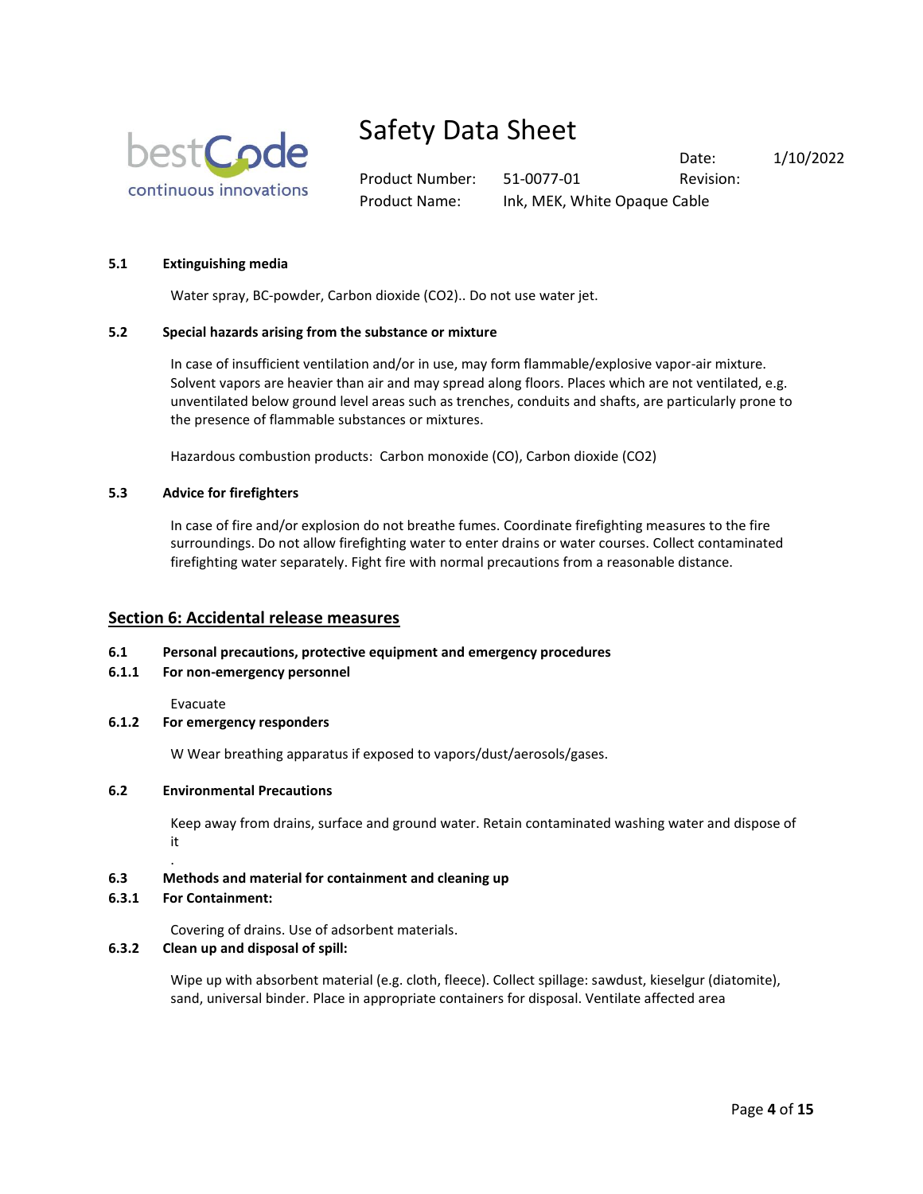**5.1 Extinguishing media**

Water spray, BC-powder, Carbon dioxide ($CO_2$).. Do not use water jet.

**5.2 Special hazards arising from the substance or mixture**

In case of insufficient ventilation and/or in use, may form flammable/explosive vapor-air mixture. Solvent vapors are heavier than air and may spread along floors. Places which are not ventilated, e.g. unventilated below ground level areas such as trenches, conduits and shafts, are particularly prone to the presence of flammable substances or mixtures.

Hazardous combustion products: Carbon monoxide (CO), Carbon dioxide ($CO_2$)

**5.3 Advice for firefighters**

In case of fire and/or explosion do not breathe fumes. Coordinate firefighting measures to the fire surroundings. Do not allow firefighting water to enter drains or water courses. Collect contaminated firefighting water separately. Fight fire with normal precautions from a reasonable distance.

## Section 6: Accidental release measures

**6.1 Personal precautions, protective equipment and emergency procedures**

**6.1.1 For non-emergency personnel**

Evacuate

**6.1.2 For emergency responders**

W Wear breathing apparatus if exposed to vapors/dust/aerosols/gases.

**6.2 Environmental Precautions**

Keep away from drains, surface and ground water. Retain contaminated washing water and dispose of it

.

**6.3 Methods and material for containment and cleaning up**

**6.3.1 For Containment:**

Covering of drains. Use of adsorbent materials.

**6.3.2 Clean up and disposal of spill:**

Wipe up with absorbent material (e.g. cloth, fleece). Collect spillage: sawdust, kieselgur (diatomite), sand, universal binder. Place in appropriate containers for disposal. Ventilate affected area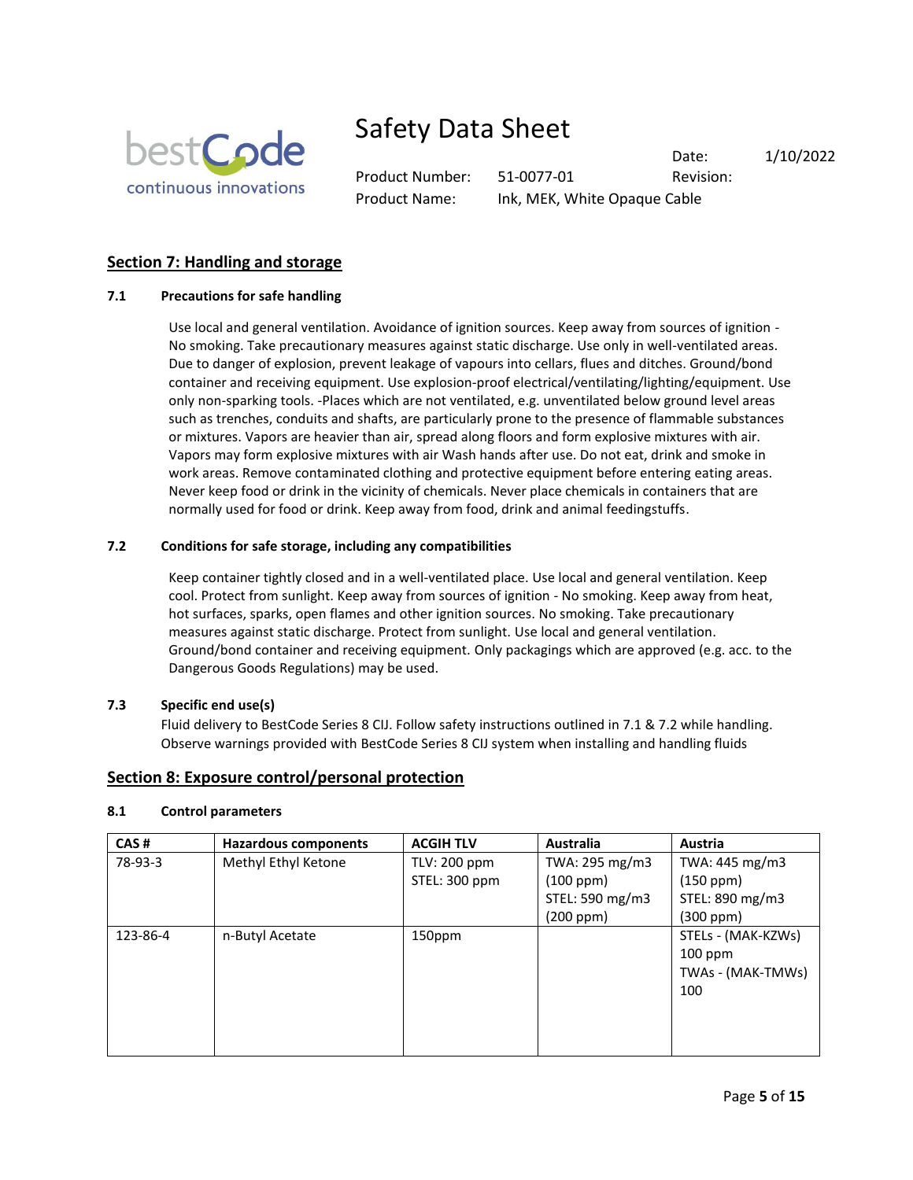## Section 7: Handling and storage

### 7.1 Precautions for safe handling

Use local and general ventilation. Avoidance of ignition sources. Keep away from sources of ignition - No smoking. Take precautionary measures against static discharge. Use only in well-ventilated areas. Due to danger of explosion, prevent leakage of vapours into cellars, flues and ditches. Ground/bond container and receiving equipment. Use explosion-proof electrical/ventilating/lighting/equipment. Use only non-sparking tools. -Places which are not ventilated, e.g. unventilated below ground level areas such as trenches, conduits and shafts, are particularly prone to the presence of flammable substances or mixtures. Vapors are heavier than air, spread along floors and form explosive mixtures with air. Vapors may form explosive mixtures with air Wash hands after use. Do not eat, drink and smoke in work areas. Remove contaminated clothing and protective equipment before entering eating areas. Never keep food or drink in the vicinity of chemicals. Never place chemicals in containers that are normally used for food or drink. Keep away from food, drink and animal feedingstuffs.

### 7.2 Conditions for safe storage, including any compatibilities

Keep container tightly closed and in a well-ventilated place. Use local and general ventilation. Keep cool. Protect from sunlight. Keep away from sources of ignition - No smoking. Keep away from heat, hot surfaces, sparks, open flames and other ignition sources. No smoking. Take precautionary measures against static discharge. Protect from sunlight. Use local and general ventilation. Ground/bond container and receiving equipment. Only packagings which are approved (e.g. acc. to the Dangerous Goods Regulations) may be used.

### 7.3 Specific end use(s)

Fluid delivery to BestCode Series 8 CIJ. Follow safety instructions outlined in 7.1 & 7.2 while handling. Observe warnings provided with BestCode Series 8 CIJ system when installing and handling fluids

## Section 8: Exposure control/personal protection

### 8.1 Control parameters

| CAS # | Hazardous components | ACGIH TLV | Australia | Austria |
|---|---|---|---|---|
| 78-93-3 | Methyl Ethyl Ketone | TLV: 200 ppm<br>STEL: 300 ppm | TWA: 295 mg/m3 (100 ppm)<br>STEL: 590 mg/m3 (200 ppm) | TWA: 445 mg/m3 (150 ppm)<br>STEL: 890 mg/m3 (300 ppm) |
| 123-86-4 | n-Butyl Acetate | 150ppm | | STELs - (MAK-KZWs) 100 ppm<br>TWAs - (MAK-TMWs) 100 |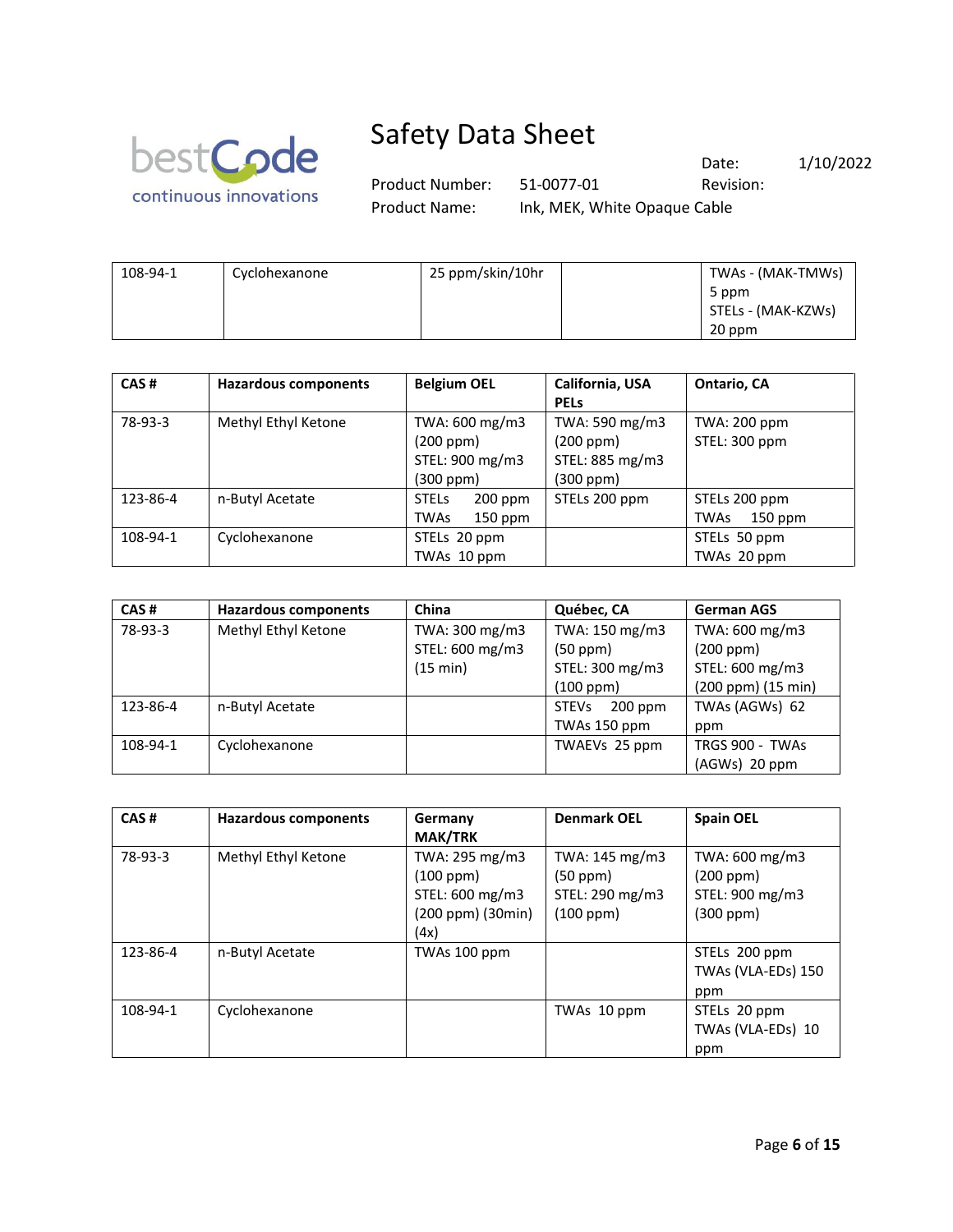| 108-94-1 | Cyclohexanone | 25 ppm/skin/10hr | | TWAs - (MAK-TMWs) 5 ppm STELs - (MAK-KZWs) 20 ppm |
|---|---|---|---|---|

| CAS # | Hazardous components | Belgium OEL | California, USA PELs | Ontario, CA |
|---|---|---|---|---|
| 78-93-3 | Methyl Ethyl Ketone | TWA: 600 mg/m3 (200 ppm) STEL: 900 mg/m3 (300 ppm) | TWA: 590 mg/m3 (200 ppm) STEL: 885 mg/m3 (300 ppm) | TWA: 200 ppm STEL: 300 ppm |
| 123-86-4 | n-Butyl Acetate | STELs 200 ppm TWAs 150 ppm | STELs 200 ppm | STELs 200 ppm TWAs 150 ppm |
| 108-94-1 | Cyclohexanone | STELs 20 ppm TWAs 10 ppm | | STELs 50 ppm TWAs 20 ppm |

| CAS # | Hazardous components | China | Québec, CA | German AGS |
|---|---|---|---|---|
| 78-93-3 | Methyl Ethyl Ketone | TWA: 300 mg/m3 STEL: 600 mg/m3 (15 min) | TWA: 150 mg/m3 (50 ppm) STEL: 300 mg/m3 (100 ppm) | TWA: 600 mg/m3 (200 ppm) STEL: 600 mg/m3 (200 ppm) (15 min) |
| 123-86-4 | n-Butyl Acetate | | STEVs 200 ppm TWAs 150 ppm | TWAs (AGWs) 62 ppm |
| 108-94-1 | Cyclohexanone | | TWAEVs 25 ppm | TRGS 900 - TWAs (AGWs) 20 ppm |

| CAS # | Hazardous components | Germany MAK/TRK | Denmark OEL | Spain OEL |
|---|---|---|---|---|
| 78-93-3 | Methyl Ethyl Ketone | TWA: 295 mg/m3 (100 ppm) STEL: 600 mg/m3 (200 ppm) (30min) (4x) | TWA: 145 mg/m3 (50 ppm) STEL: 290 mg/m3 (100 ppm) | TWA: 600 mg/m3 (200 ppm) STEL: 900 mg/m3 (300 ppm) |
| 123-86-4 | n-Butyl Acetate | TWAs 100 ppm | | STELs 200 ppm TWAs (VLA-EDs) 150 ppm |
| 108-94-1 | Cyclohexanone | | TWAs 10 ppm | STELs 20 ppm TWAs (VLA-EDs) 10 ppm |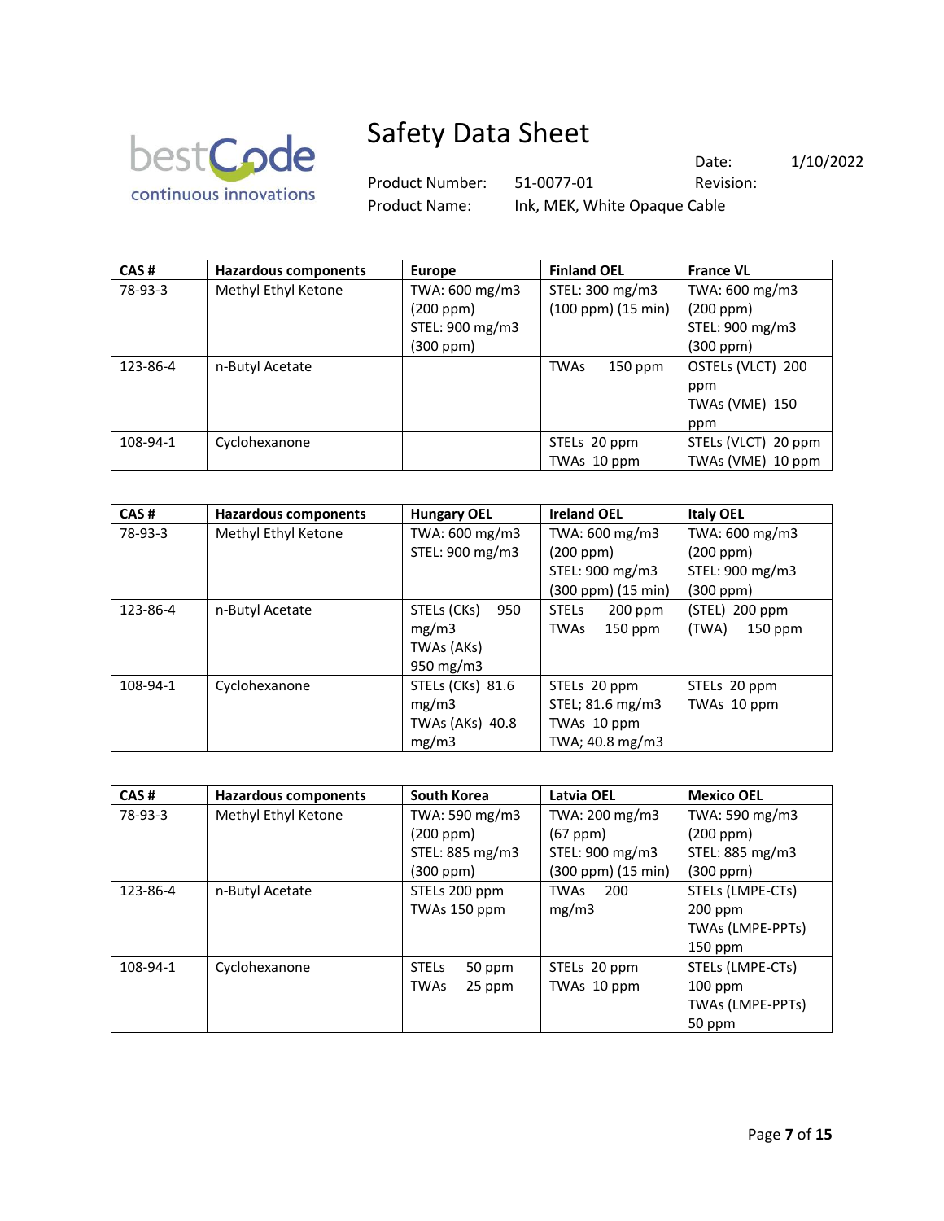# Safety Data Sheet

| | | | |
|---|---|---|---|
| | | Date: | 1/10/2022 |
| Product Number: | 51-0077-01 | Revision: | |
| Product Name: | Ink, MEK, White Opaque Cable | | |

| CAS # | Hazardous components | Europe | Finland OEL | France VL |
|---|---|---|---|---|
| 78-93-3 | Methyl Ethyl Ketone | TWA: 600 mg/m3 (200 ppm) STEL: 900 mg/m3 (300 ppm) | STEL: 300 mg/m3 (100 ppm) (15 min) | TWA: 600 mg/m3 (200 ppm) STEL: 900 mg/m3 (300 ppm) |
| 123-86-4 | n-Butyl Acetate | | TWAs 150 ppm | OSTELs (VLCT) 200 ppm TWAs (VME) 150 ppm |
| 108-94-1 | Cyclohexanone | | STELs 20 ppm TWAs 10 ppm | STELs (VLCT) 20 ppm TWAs (VME) 10 ppm |

| CAS # | Hazardous components | Hungary OEL | Ireland OEL | Italy OEL |
|---|---|---|---|---|
| 78-93-3 | Methyl Ethyl Ketone | TWA: 600 mg/m3 STEL: 900 mg/m3 | TWA: 600 mg/m3 (200 ppm) STEL: 900 mg/m3 (300 ppm) (15 min) | TWA: 600 mg/m3 (200 ppm) STEL: 900 mg/m3 (300 ppm) |
| 123-86-4 | n-Butyl Acetate | STELs (CKs) 950 mg/m3 TWAs (AKs) 950 mg/m3 | STELs 200 ppm TWAs 150 ppm | (STEL) 200 ppm (TWA) 150 ppm |
| 108-94-1 | Cyclohexanone | STELs (CKs) 81.6 mg/m3 TWAs (AKs) 40.8 mg/m3 | STELs 20 ppm STEL; 81.6 mg/m3 TWAs 10 ppm TWA; 40.8 mg/m3 | STELs 20 ppm TWAs 10 ppm |

| CAS # | Hazardous components | South Korea | Latvia OEL | Mexico OEL |
|---|---|---|---|---|
| 78-93-3 | Methyl Ethyl Ketone | TWA: 590 mg/m3 (200 ppm) STEL: 885 mg/m3 (300 ppm) | TWA: 200 mg/m3 (67 ppm) STEL: 900 mg/m3 (300 ppm) (15 min) | TWA: 590 mg/m3 (200 ppm) STEL: 885 mg/m3 (300 ppm) |
| 123-86-4 | n-Butyl Acetate | STELs 200 ppm TWAs 150 ppm | TWAs 200 mg/m3 | STELs (LMPE-CTs) 200 ppm TWAs (LMPE-PPTs) 150 ppm |
| 108-94-1 | Cyclohexanone | STELs 50 ppm TWAs 25 ppm | STELs 20 ppm TWAs 10 ppm | STELs (LMPE-CTs) 100 ppm TWAs (LMPE-PPTs) 50 ppm |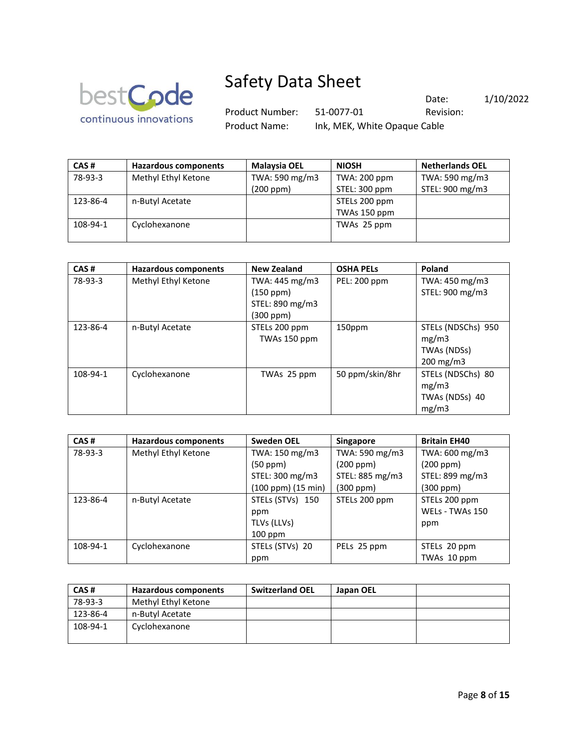| CAS # | Hazardous components | Malaysia OEL | NIOSH | Netherlands OEL |
|---|---|---|---|---|
| 78-93-3 | Methyl Ethyl Ketone | TWA: 590 mg/m3 (200 ppm) | TWA: 200 ppm STEL: 300 ppm | TWA: 590 mg/m3 STEL: 900 mg/m3 |
| 123-86-4 | n-Butyl Acetate | | STELs 200 ppm TWAs 150 ppm | |
| 108-94-1 | Cyclohexanone | | TWAs 25 ppm | |

| CAS # | Hazardous components | New Zealand | OSHA PELs | Poland |
|---|---|---|---|---|
| 78-93-3 | Methyl Ethyl Ketone | TWA: 445 mg/m3 (150 ppm) STEL: 890 mg/m3 (300 ppm) | PEL: 200 ppm | TWA: 450 mg/m3 STEL: 900 mg/m3 |
| 123-86-4 | n-Butyl Acetate | STELs 200 ppm TWAs 150 ppm | 150ppm | STELs (NDSChs) 950 mg/m3 TWAs (NDSs) 200 mg/m3 |
| 108-94-1 | Cyclohexanone | TWAs 25 ppm | 50 ppm/skin/8hr | STELs (NDSChs) 80 mg/m3 TWAs (NDSs) 40 mg/m3 |

| CAS # | Hazardous components | Sweden OEL | Singapore | Britain EH40 |
|---|---|---|---|---|
| 78-93-3 | Methyl Ethyl Ketone | TWA: 150 mg/m3 (50 ppm) STEL: 300 mg/m3 (100 ppm) (15 min) | TWA: 590 mg/m3 (200 ppm) STEL: 885 mg/m3 (300 ppm) | TWA: 600 mg/m3 (200 ppm) STEL: 899 mg/m3 (300 ppm) |
| 123-86-4 | n-Butyl Acetate | STELs (STVs) 150 ppm TLVs (LLVs) 100 ppm | STELs 200 ppm | STELs 200 ppm WELs - TWAs 150 ppm |
| 108-94-1 | Cyclohexanone | STELs (STVs) 20 ppm | PELs 25 ppm | STELs 20 ppm TWAs 10 ppm |

| CAS # | Hazardous components | Switzerland OEL | Japan OEL | |
|---|---|---|---|---|
| 78-93-3 | Methyl Ethyl Ketone | | | |
| 123-86-4 | n-Butyl Acetate | | | |
| 108-94-1 | Cyclohexanone | | | |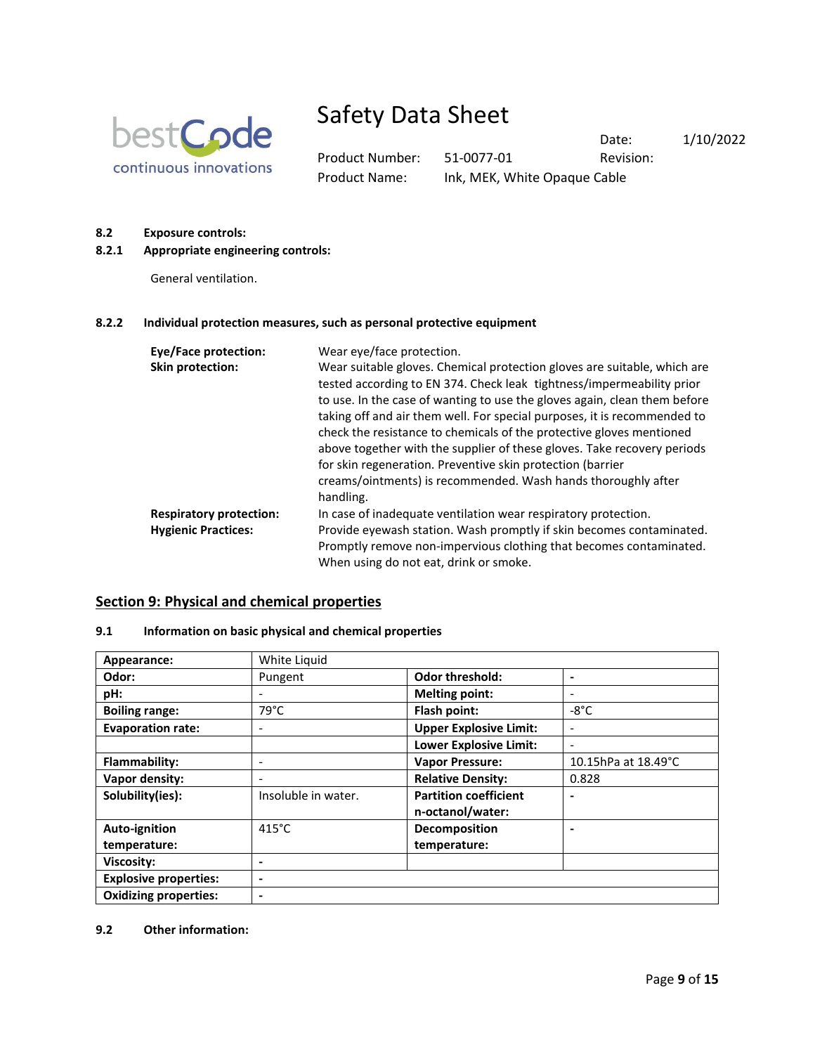**8.2 Exposure controls:**

**8.2.1 Appropriate engineering controls:**

General ventilation.

**8.2.2 Individual protection measures, such as personal protective equipment**

**Eye/Face protection:** Wear eye/face protection.

**Skin protection:** Wear suitable gloves. Chemical protection gloves are suitable, which are tested according to EN 374. Check leak tightness/impermeability prior to use. In the case of wanting to use the gloves again, clean them before taking off and air them well. For special purposes, it is recommended to check the resistance to chemicals of the protective gloves mentioned above together with the supplier of these gloves. Take recovery periods for skin regeneration. Preventive skin protection (barrier creams/ointments) is recommended. Wash hands thoroughly after handling.

**Respiratory protection:** In case of inadequate ventilation wear respiratory protection.

**Hygienic Practices:** Provide eyewash station. Wash promptly if skin becomes contaminated. Promptly remove non-impervious clothing that becomes contaminated. When using do not eat, drink or smoke.

## Section 9: Physical and chemical properties

**9.1 Information on basic physical and chemical properties**

| **Appearance:** | White Liquid | | |
|---|---|---|---|
| **Odor:** | Pungent | **Odor threshold:** | - |
| **pH:** | - | **Melting point:** | - |
| **Boiling range:** | 79°C | **Flash point:** | -8°C |
| **Evaporation rate:** | - | **Upper Explosive Limit:** | - |
| | | **Lower Explosive Limit:** | - |
| **Flammability:** | - | **Vapor Pressure:** | 10.15hPa at 18.49°C |
| **Vapor density:** | - | **Relative Density:** | 0.828 |
| **Solubility(ies):** | Insoluble in water. | **Partition coefficient n-octanol/water:** | - |
| **Auto-ignition temperature:** | 415°C | **Decomposition temperature:** | - |
| **Viscosity:** | - | | |
| **Explosive properties:** | - | | |
| **Oxidizing properties:** | - | | |

**9.2 Other information:**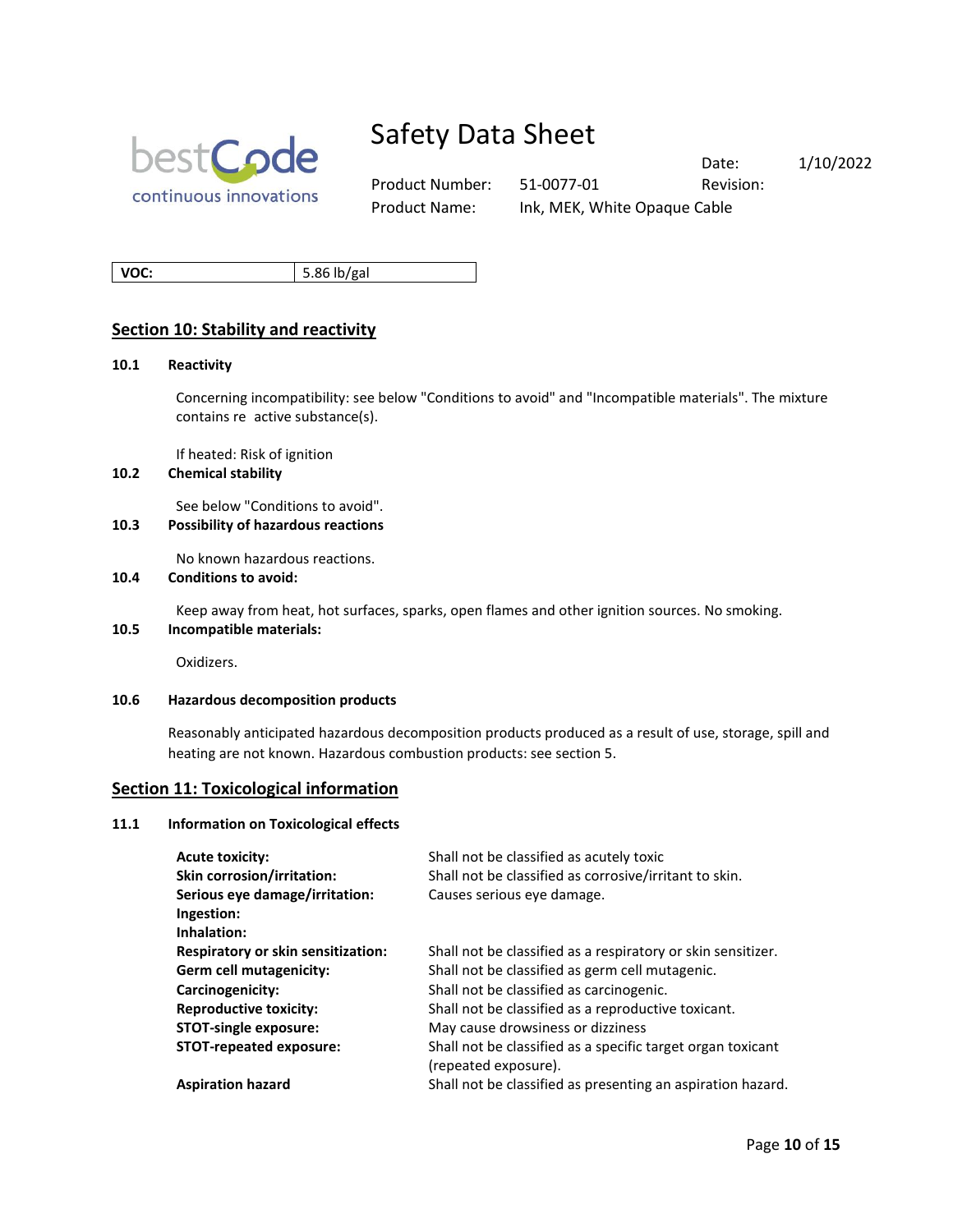| VOC: | 5.86 lb/gal |
|---|---|

## Section 10: Stability and reactivity

**10.1 Reactivity**

Concerning incompatibility: see below "Conditions to avoid" and "Incompatible materials". The mixture contains re active substance(s).

If heated: Risk of ignition

**10.2 Chemical stability**

See below "Conditions to avoid".

**10.3 Possibility of hazardous reactions**

No known hazardous reactions.

**10.4 Conditions to avoid:**

Keep away from heat, hot surfaces, sparks, open flames and other ignition sources. No smoking.

**10.5 Incompatible materials:**

Oxidizers.

**10.6 Hazardous decomposition products**

Reasonably anticipated hazardous decomposition products produced as a result of use, storage, spill and heating are not known. Hazardous combustion products: see section 5.

## Section 11: Toxicological information

**11.1 Information on Toxicological effects**

| | |
|---|---|
| **Acute toxicity:** | Shall not be classified as acutely toxic |
| **Skin corrosion/irritation:** | Shall not be classified as corrosive/irritant to skin. |
| **Serious eye damage/irritation:** | Causes serious eye damage. |
| **Ingestion:** | |
| **Inhalation:** | |
| **Respiratory or skin sensitization:** | Shall not be classified as a respiratory or skin sensitizer. |
| **Germ cell mutagenicity:** | Shall not be classified as germ cell mutagenic. |
| **Carcinogenicity:** | Shall not be classified as carcinogenic. |
| **Reproductive toxicity:** | Shall not be classified as a reproductive toxicant. |
| **STOT-single exposure:** | May cause drowsiness or dizziness |
| **STOT-repeated exposure:** | Shall not be classified as a specific target organ toxicant (repeated exposure). |
| **Aspiration hazard** | Shall not be classified as presenting an aspiration hazard. |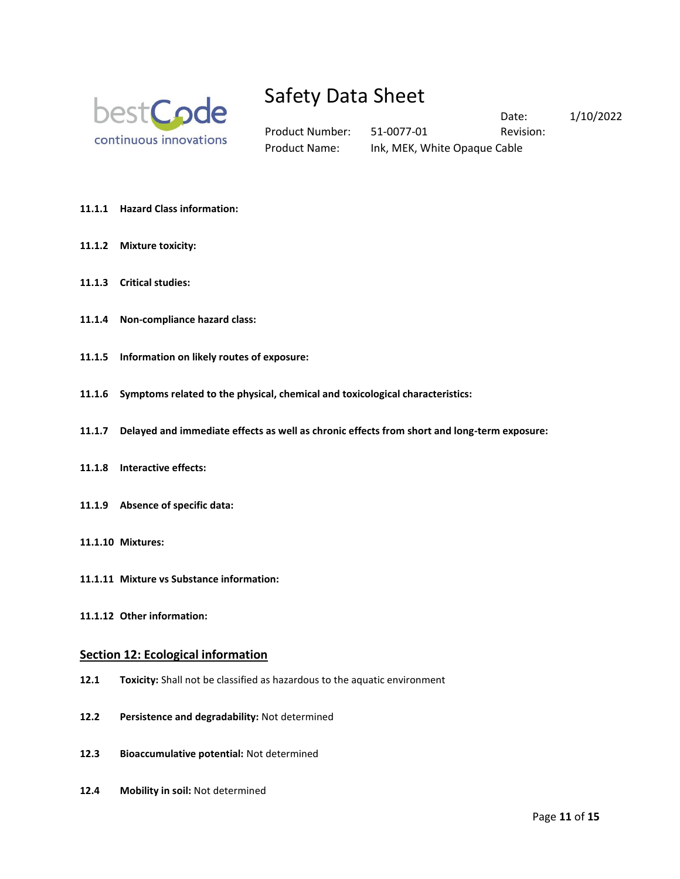**11.1.1 Hazard Class information:**

**11.1.2 Mixture toxicity:**

**11.1.3 Critical studies:**

**11.1.4 Non-compliance hazard class:**

**11.1.5 Information on likely routes of exposure:**

**11.1.6 Symptoms related to the physical, chemical and toxicological characteristics:**

**11.1.7 Delayed and immediate effects as well as chronic effects from short and long-term exposure:**

**11.1.8 Interactive effects:**

**11.1.9 Absence of specific data:**

**11.1.10 Mixtures:**

**11.1.11 Mixture vs Substance information:**

**11.1.12 Other information:**

## Section 12: Ecological information

**12.1 Toxicity:** Shall not be classified as hazardous to the aquatic environment

**12.2 Persistence and degradability:** Not determined

**12.3 Bioaccumulative potential:** Not determined

**12.4 Mobility in soil:** Not determined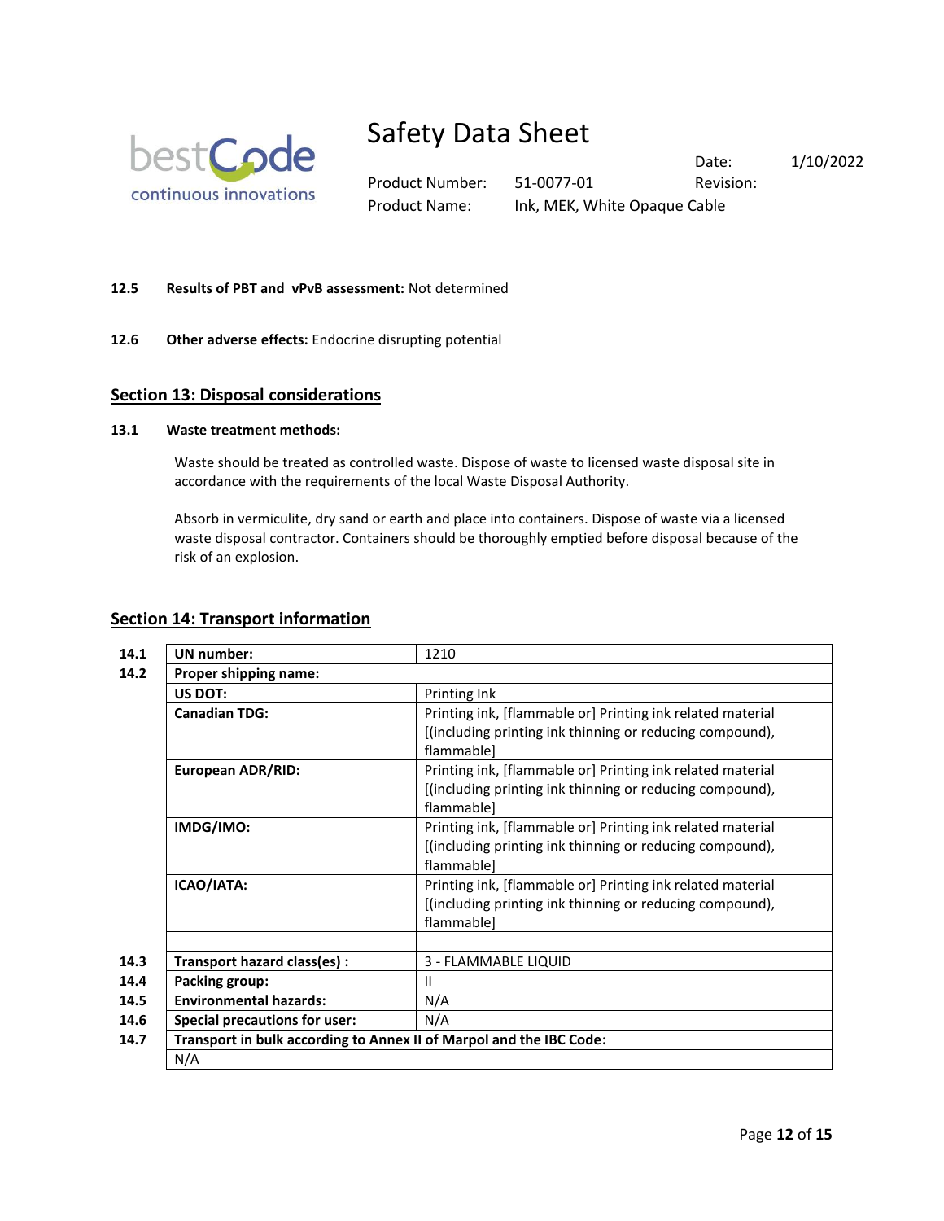**12.5 Results of PBT and vPvB assessment:** Not determined

**12.6 Other adverse effects:** Endocrine disrupting potential

## Section 13: Disposal considerations

**13.1 Waste treatment methods:**

Waste should be treated as controlled waste. Dispose of waste to licensed waste disposal site in accordance with the requirements of the local Waste Disposal Authority.

Absorb in vermiculite, dry sand or earth and place into containers. Dispose of waste via a licensed waste disposal contractor. Containers should be thoroughly emptied before disposal because of the risk of an explosion.

## Section 14: Transport information

| | | |
|---|---|---|
| **14.1** | **UN number:** | 1210 |
| **14.2** | **Proper shipping name:** | |
| | **US DOT:** | Printing Ink |
| | **Canadian TDG:** | Printing ink, [flammable or] Printing ink related material [(including printing ink thinning or reducing compound), flammable] |
| | **European ADR/RID:** | Printing ink, [flammable or] Printing ink related material [(including printing ink thinning or reducing compound), flammable] |
| | **IMDG/IMO:** | Printing ink, [flammable or] Printing ink related material [(including printing ink thinning or reducing compound), flammable] |
| | **ICAO/IATA:** | Printing ink, [flammable or] Printing ink related material [(including printing ink thinning or reducing compound), flammable] |
| | | |
| **14.3** | **Transport hazard class(es) :** | 3 - FLAMMABLE LIQUID |
| **14.4** | **Packing group:** | II |
| **14.5** | **Environmental hazards:** | N/A |
| **14.6** | **Special precautions for user:** | N/A |
| **14.7** | **Transport in bulk according to Annex II of Marpol and the IBC Code:** | |
| | N/A | |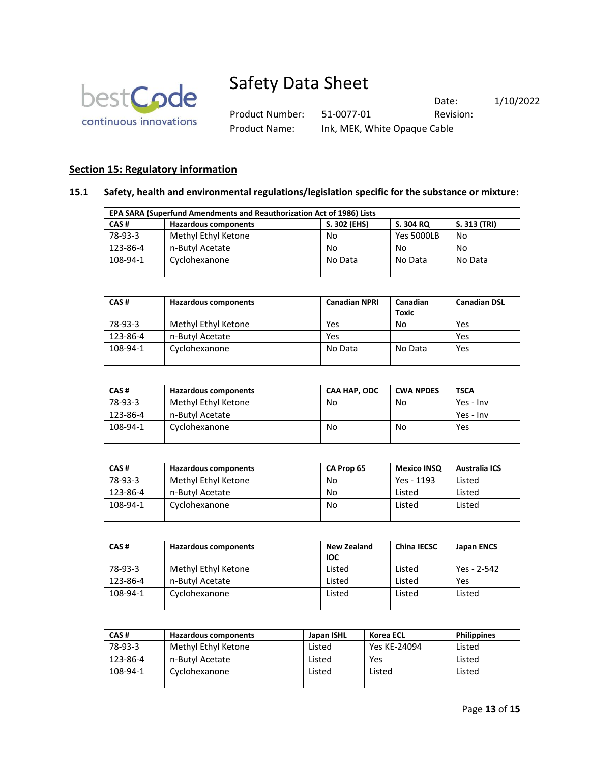## Section 15: Regulatory information

### 15.1 Safety, health and environmental regulations/legislation specific for the substance or mixture:

| EPA SARA (Superfund Amendments and Reauthorization Act of 1986) Lists | | | | |
|---|---|---|---|---|
| **CAS #** | **Hazardous components** | **S. 302 (EHS)** | **S. 304 RQ** | **S. 313 (TRI)** |
| 78-93-3 | Methyl Ethyl Ketone | No | Yes 5000LB | No |
| 123-86-4 | n-Butyl Acetate | No | No | No |
| 108-94-1 | Cyclohexanone | No Data | No Data | No Data |

| CAS # | Hazardous components | Canadian NPRI | Canadian Toxic | Canadian DSL |
|---|---|---|---|---|
| 78-93-3 | Methyl Ethyl Ketone | Yes | No | Yes |
| 123-86-4 | n-Butyl Acetate | Yes | | Yes |
| 108-94-1 | Cyclohexanone | No Data | No Data | Yes |

| CAS # | Hazardous components | CAA HAP, ODC | CWA NPDES | TSCA |
|---|---|---|---|---|
| 78-93-3 | Methyl Ethyl Ketone | No | No | Yes - Inv |
| 123-86-4 | n-Butyl Acetate | | | Yes - Inv |
| 108-94-1 | Cyclohexanone | No | No | Yes |

| CAS # | Hazardous components | CA Prop 65 | Mexico INSQ | Australia ICS |
|---|---|---|---|---|
| 78-93-3 | Methyl Ethyl Ketone | No | Yes - 1193 | Listed |
| 123-86-4 | n-Butyl Acetate | No | Listed | Listed |
| 108-94-1 | Cyclohexanone | No | Listed | Listed |

| CAS # | Hazardous components | New Zealand IOC | China IECSC | Japan ENCS |
|---|---|---|---|---|
| 78-93-3 | Methyl Ethyl Ketone | Listed | Listed | Yes - 2-542 |
| 123-86-4 | n-Butyl Acetate | Listed | Listed | Yes |
| 108-94-1 | Cyclohexanone | Listed | Listed | Listed |

| CAS # | Hazardous components | Japan ISHL | Korea ECL | Philippines |
|---|---|---|---|---|
| 78-93-3 | Methyl Ethyl Ketone | Listed | Yes KE-24094 | Listed |
| 123-86-4 | n-Butyl Acetate | Listed | Yes | Listed |
| 108-94-1 | Cyclohexanone | Listed | Listed | Listed |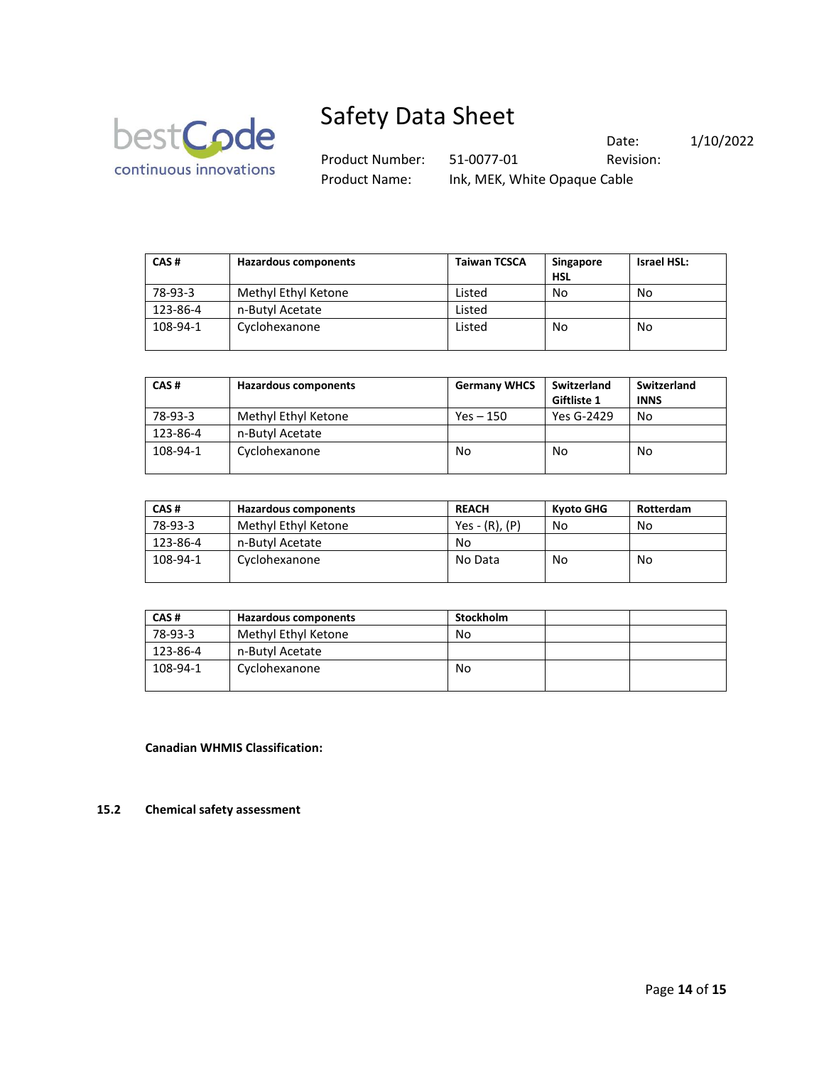| CAS # | Hazardous components | Taiwan TCSCA | Singapore HSL | Israel HSL: |
|---|---|---|---|---|
| 78-93-3 | Methyl Ethyl Ketone | Listed | No | No |
| 123-86-4 | n-Butyl Acetate | Listed | | |
| 108-94-1 | Cyclohexanone | Listed | No | No |

| CAS # | Hazardous components | Germany WHCS | Switzerland Giftliste 1 | Switzerland INNS |
|---|---|---|---|---|
| 78-93-3 | Methyl Ethyl Ketone | Yes – 150 | Yes G-2429 | No |
| 123-86-4 | n-Butyl Acetate | | | |
| 108-94-1 | Cyclohexanone | No | No | No |

| CAS # | Hazardous components | REACH | Kyoto GHG | Rotterdam |
|---|---|---|---|---|
| 78-93-3 | Methyl Ethyl Ketone | Yes - (R), (P) | No | No |
| 123-86-4 | n-Butyl Acetate | No | | |
| 108-94-1 | Cyclohexanone | No Data | No | No |

| CAS # | Hazardous components | Stockholm | | |
|---|---|---|---|---|
| 78-93-3 | Methyl Ethyl Ketone | No | | |
| 123-86-4 | n-Butyl Acetate | | | |
| 108-94-1 | Cyclohexanone | No | | |

**Canadian WHMIS Classification:**

**15.2 Chemical safety assessment**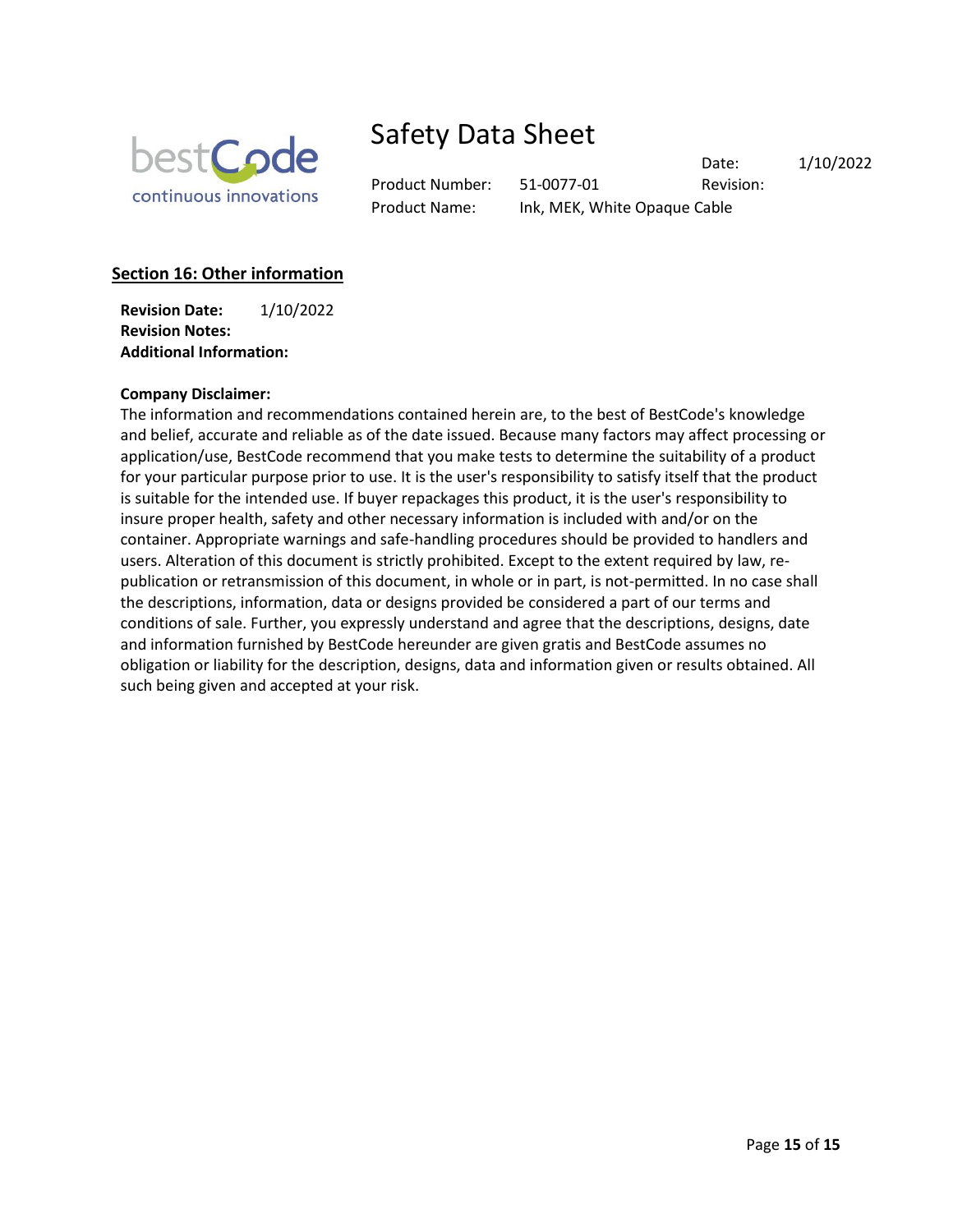## Section 16: Other information

**Revision Date:** 1/10/2022
**Revision Notes:**
**Additional Information:**

**Company Disclaimer:**
The information and recommendations contained herein are, to the best of BestCode's knowledge and belief, accurate and reliable as of the date issued. Because many factors may affect processing or application/use, BestCode recommend that you make tests to determine the suitability of a product for your particular purpose prior to use. It is the user's responsibility to satisfy itself that the product is suitable for the intended use. If buyer repackages this product, it is the user's responsibility to insure proper health, safety and other necessary information is included with and/or on the container. Appropriate warnings and safe-handling procedures should be provided to handlers and users. Alteration of this document is strictly prohibited. Except to the extent required by law, re-publication or retransmission of this document, in whole or in part, is not-permitted. In no case shall the descriptions, information, data or designs provided be considered a part of our terms and conditions of sale. Further, you expressly understand and agree that the descriptions, designs, date and information furnished by BestCode hereunder are given gratis and BestCode assumes no obligation or liability for the description, designs, data and information given or results obtained. All such being given and accepted at your risk.